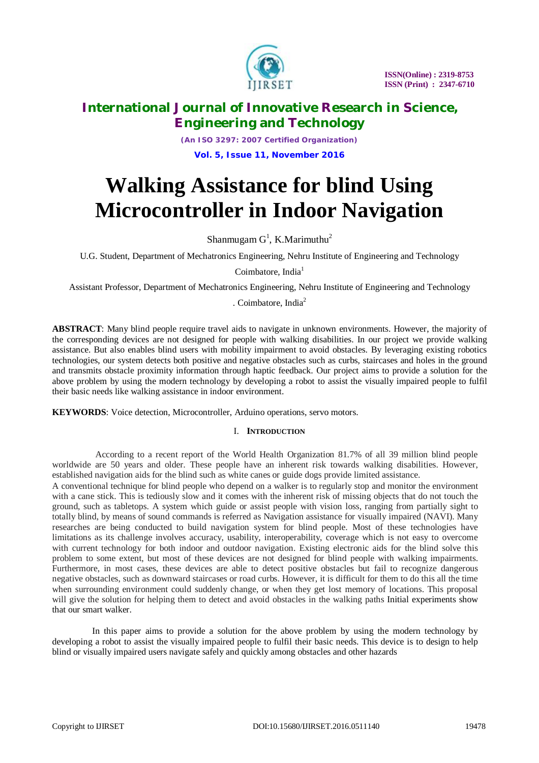# Walking Assistance for blind Using Microcontroller in Indoor Navigation

Shanmugam G[1], K.Marimuthu[2]

U.G. Student, Department of Mechatronics Engineering, Nehru Institute of Engineering and Technology Coimbatore, India[1]

Assistant Professor, Department of Mechatronics Engineering, Nehru Institute of Engineering and Technology . Coimbatore, India[2]

**ABSTRACT**: Many blind people require travel aids to navigate in unknown environments. However, the majority of the corresponding devices are not designed for people with walking disabilities. In our project we provide walking assistance. But also enables blind users with mobility impairment to avoid obstacles. By leveraging existing robotics technologies, our system detects both positive and negative obstacles such as curbs, staircases and holes in the ground and transmits obstacle proximity information through haptic feedback. Our project aims to provide a solution for the above problem by using the modern technology by developing a robot to assist the visually impaired people to fulfil their basic needs like walking assistance in indoor environment.

**KEYWORDS**: Voice detection, Microcontroller, Arduino operations, servo motors.

## I. INTRODUCTION

According to a recent report of the World Health Organization 81.7% of all 39 million blind people worldwide are 50 years and older. These people have an inherent risk towards walking disabilities. However, established navigation aids for the blind such as white canes or guide dogs provide limited assistance.

A conventional technique for blind people who depend on a walker is to regularly stop and monitor the environment with a cane stick. This is tediously slow and it comes with the inherent risk of missing objects that do not touch the ground, such as tabletops. A system which guide or assist people with vision loss, ranging from partially sight to totally blind, by means of sound commands is referred as Navigation assistance for visually impaired (NAVI). Many researches are being conducted to build navigation system for blind people. Most of these technologies have limitations as its challenge involves accuracy, usability, interoperability, coverage which is not easy to overcome with current technology for both indoor and outdoor navigation. Existing electronic aids for the blind solve this problem to some extent, but most of these devices are not designed for blind people with walking impairments. Furthermore, in most cases, these devices are able to detect positive obstacles but fail to recognize dangerous negative obstacles, such as downward staircases or road curbs. However, it is difficult for them to do this all the time when surrounding environment could suddenly change, or when they get lost memory of locations. This proposal will give the solution for helping them to detect and avoid obstacles in the walking paths Initial experiments show that our smart walker.

In this paper aims to provide a solution for the above problem by using the modern technology by developing a robot to assist the visually impaired people to fulfil their basic needs. This device is to design to help blind or visually impaired users navigate safely and quickly among obstacles and other hazards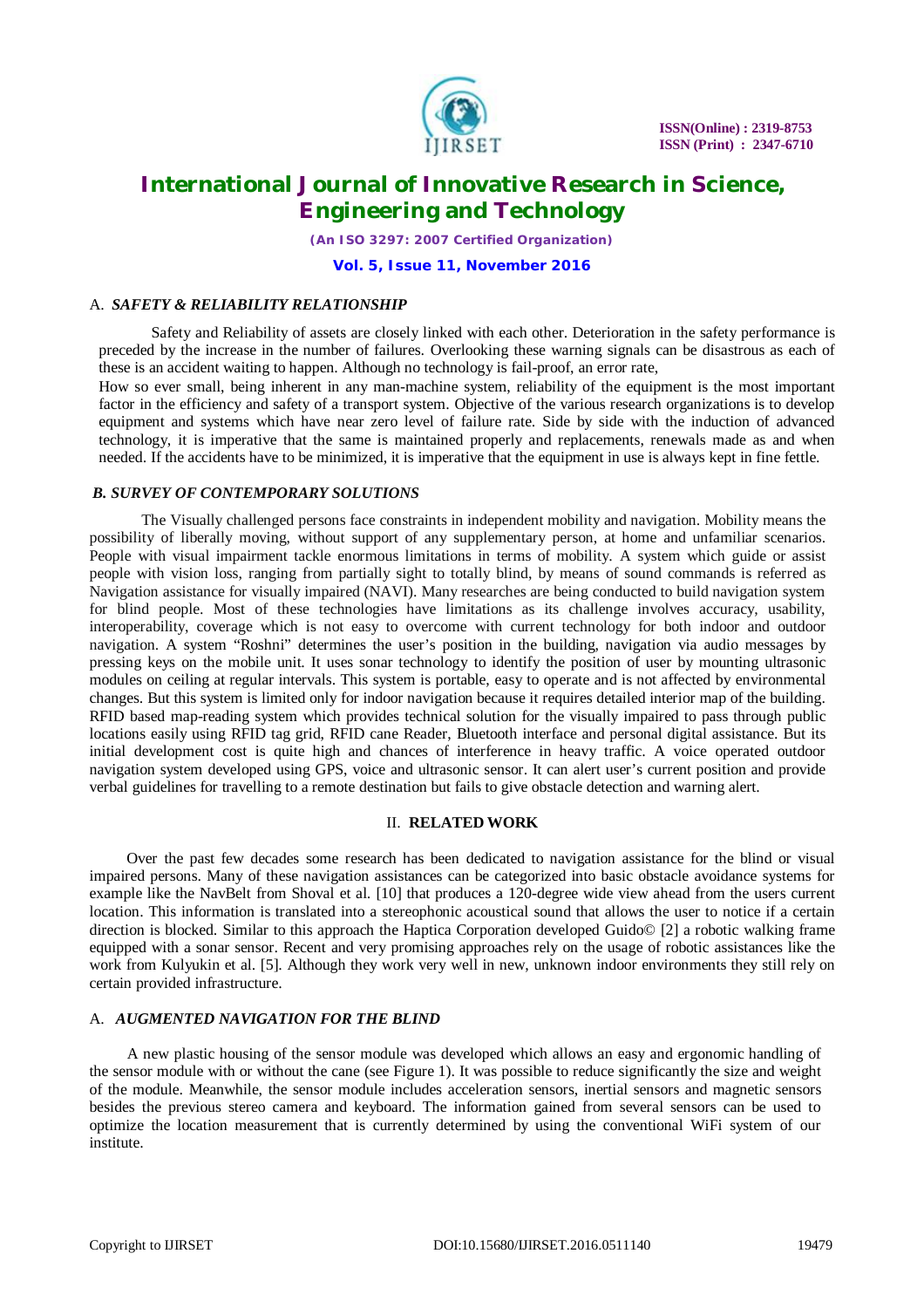### A. *SAFETY & RELIABILITY RELATIONSHIP*

Safety and Reliability of assets are closely linked with each other. Deterioration in the safety performance is preceded by the increase in the number of failures. Overlooking these warning signals can be disastrous as each of these is an accident waiting to happen. Although no technology is fail-proof, an error rate,

How so ever small, being inherent in any man-machine system, reliability of the equipment is the most important factor in the efficiency and safety of a transport system. Objective of the various research organizations is to develop equipment and systems which have near zero level of failure rate. Side by side with the induction of advanced technology, it is imperative that the same is maintained properly and replacements, renewals made as and when needed. If the accidents have to be minimized, it is imperative that the equipment in use is always kept in fine fettle.

### *B. SURVEY OF CONTEMPORARY SOLUTIONS*

The Visually challenged persons face constraints in independent mobility and navigation. Mobility means the possibility of liberally moving, without support of any supplementary person, at home and unfamiliar scenarios. People with visual impairment tackle enormous limitations in terms of mobility. A system which guide or assist people with vision loss, ranging from partially sight to totally blind, by means of sound commands is referred as Navigation assistance for visually impaired (NAVI). Many researches are being conducted to build navigation system for blind people. Most of these technologies have limitations as its challenge involves accuracy, usability, interoperability, coverage which is not easy to overcome with current technology for both indoor and outdoor navigation. A system "Roshni" determines the user's position in the building, navigation via audio messages by pressing keys on the mobile unit. It uses sonar technology to identify the position of user by mounting ultrasonic modules on ceiling at regular intervals. This system is portable, easy to operate and is not affected by environmental changes. But this system is limited only for indoor navigation because it requires detailed interior map of the building. RFID based map-reading system which provides technical solution for the visually impaired to pass through public locations easily using RFID tag grid, RFID cane Reader, Bluetooth interface and personal digital assistance. But its initial development cost is quite high and chances of interference in heavy traffic. A voice operated outdoor navigation system developed using GPS, voice and ultrasonic sensor. It can alert user's current position and provide verbal guidelines for travelling to a remote destination but fails to give obstacle detection and warning alert.

## II. RELATED WORK

Over the past few decades some research has been dedicated to navigation assistance for the blind or visual impaired persons. Many of these navigation assistances can be categorized into basic obstacle avoidance systems for example like the NavBelt from Shoval et al. [10] that produces a 120-degree wide view ahead from the users current location. This information is translated into a stereophonic acoustical sound that allows the user to notice if a certain direction is blocked. Similar to this approach the Haptica Corporation developed Guido© [2] a robotic walking frame equipped with a sonar sensor. Recent and very promising approaches rely on the usage of robotic assistances like the work from Kulyukin et al. [5]. Although they work very well in new, unknown indoor environments they still rely on certain provided infrastructure.

### A. *AUGMENTED NAVIGATION FOR THE BLIND*

A new plastic housing of the sensor module was developed which allows an easy and ergonomic handling of the sensor module with or without the cane (see Figure 1). It was possible to reduce significantly the size and weight of the module. Meanwhile, the sensor module includes acceleration sensors, inertial sensors and magnetic sensors besides the previous stereo camera and keyboard. The information gained from several sensors can be used to optimize the location measurement that is currently determined by using the conventional WiFi system of our institute.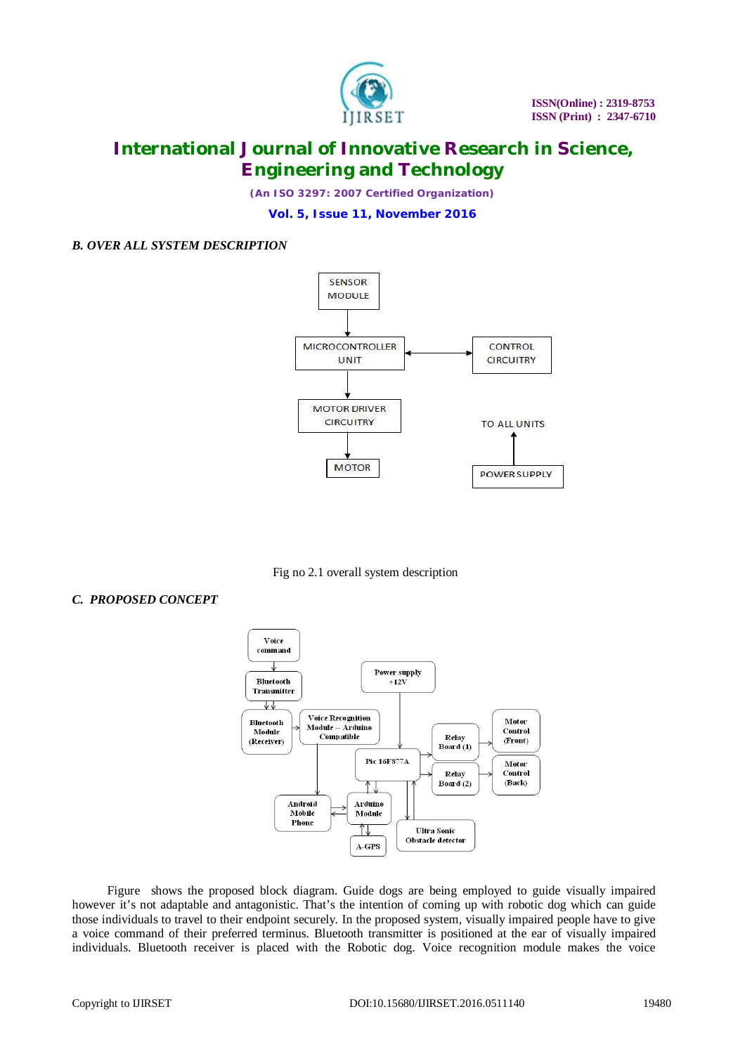### *B. OVER ALL SYSTEM DESCRIPTION*

Fig no 2.1 overall system description

### *C. PROPOSED CONCEPT*

Figure shows the proposed block diagram. Guide dogs are being employed to guide visually impaired however it's not adaptable and antagonistic. That's the intention of coming up with robotic dog which can guide those individuals to travel to their endpoint securely. In the proposed system, visually impaired people have to give a voice command of their preferred terminus. Bluetooth transmitter is positioned at the ear of visually impaired individuals. Bluetooth receiver is placed with the Robotic dog. Voice recognition module makes the voice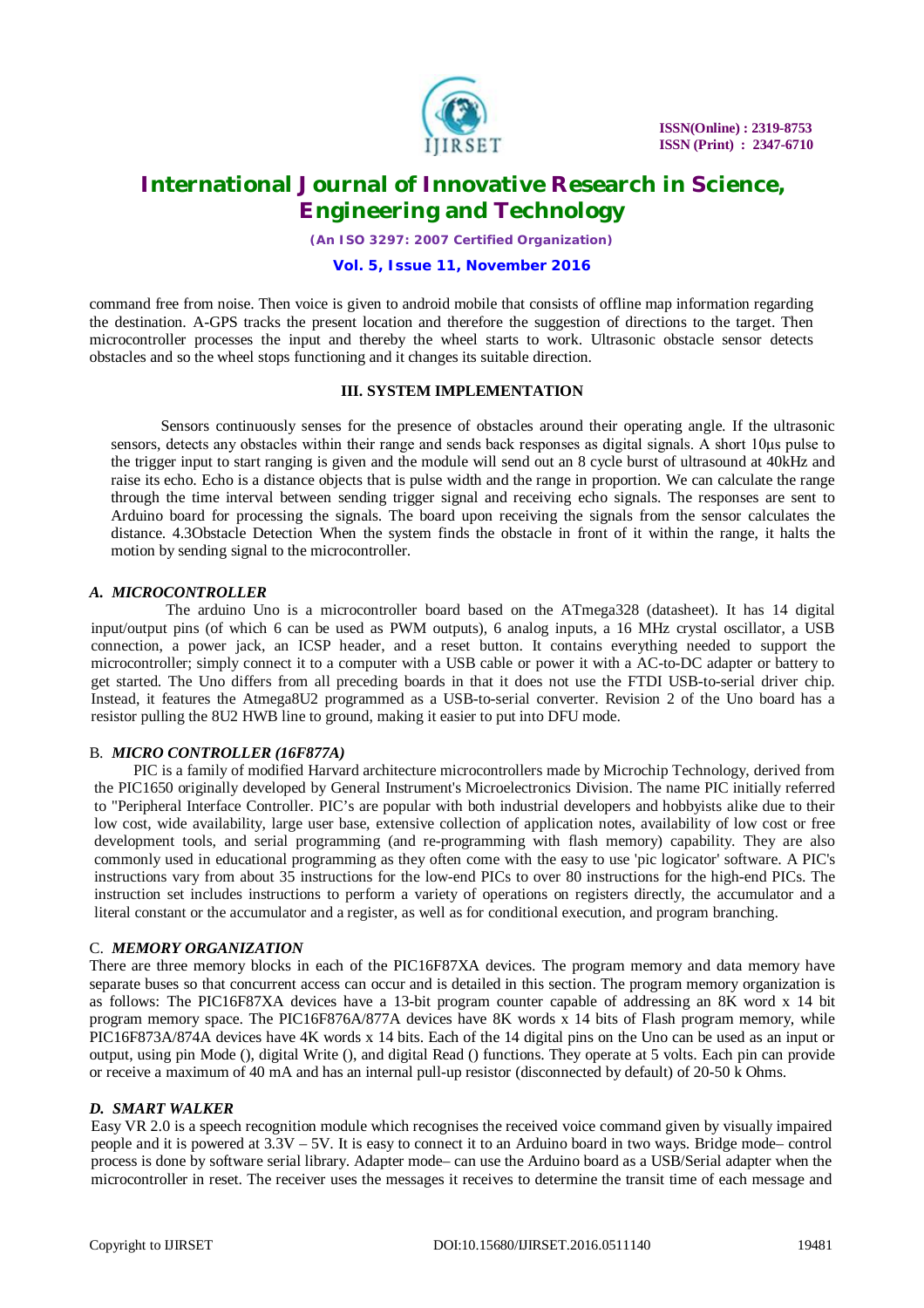command free from noise. Then voice is given to android mobile that consists of offline map information regarding the destination. A-GPS tracks the present location and therefore the suggestion of directions to the target. Then microcontroller processes the input and thereby the wheel starts to work. Ultrasonic obstacle sensor detects obstacles and so the wheel stops functioning and it changes its suitable direction.

## III. SYSTEM IMPLEMENTATION

Sensors continuously senses for the presence of obstacles around their operating angle. If the ultrasonic sensors, detects any obstacles within their range and sends back responses as digital signals. A short 10µs pulse to the trigger input to start ranging is given and the module will send out an 8 cycle burst of ultrasound at 40kHz and raise its echo. Echo is a distance objects that is pulse width and the range in proportion. We can calculate the range through the time interval between sending trigger signal and receiving echo signals. The responses are sent to Arduino board for processing the signals. The board upon receiving the signals from the sensor calculates the distance. 4.3Obstacle Detection When the system finds the obstacle in front of it within the range, it halts the motion by sending signal to the microcontroller.

### *A. MICROCONTROLLER*

The arduino Uno is a microcontroller board based on the ATmega328 (datasheet). It has 14 digital input/output pins (of which 6 can be used as PWM outputs), 6 analog inputs, a 16 MHz crystal oscillator, a USB connection, a power jack, an ICSP header, and a reset button. It contains everything needed to support the microcontroller; simply connect it to a computer with a USB cable or power it with a AC-to-DC adapter or battery to get started. The Uno differs from all preceding boards in that it does not use the FTDI USB-to-serial driver chip. Instead, it features the Atmega8U2 programmed as a USB-to-serial converter. Revision 2 of the Uno board has a resistor pulling the 8U2 HWB line to ground, making it easier to put into DFU mode.

### B. *MICRO CONTROLLER (16F877A)*

PIC is a family of modified Harvard architecture microcontrollers made by Microchip Technology, derived from the PIC1650 originally developed by General Instrument's Microelectronics Division. The name PIC initially referred to "Peripheral Interface Controller. PIC's are popular with both industrial developers and hobbyists alike due to their low cost, wide availability, large user base, extensive collection of application notes, availability of low cost or free development tools, and serial programming (and re-programming with flash memory) capability. They are also commonly used in educational programming as they often come with the easy to use 'pic logicator' software. A PIC's instructions vary from about 35 instructions for the low-end PICs to over 80 instructions for the high-end PICs. The instruction set includes instructions to perform a variety of operations on registers directly, the accumulator and a literal constant or the accumulator and a register, as well as for conditional execution, and program branching.

### C. *MEMORY ORGANIZATION*

There are three memory blocks in each of the PIC16F87XA devices. The program memory and data memory have separate buses so that concurrent access can occur and is detailed in this section. The program memory organization is as follows: The PIC16F87XA devices have a 13-bit program counter capable of addressing an 8K word x 14 bit program memory space. The PIC16F876A/877A devices have 8K words x 14 bits of Flash program memory, while PIC16F873A/874A devices have 4K words x 14 bits. Each of the 14 digital pins on the Uno can be used as an input or output, using pin Mode (), digital Write (), and digital Read () functions. They operate at 5 volts. Each pin can provide or receive a maximum of 40 mA and has an internal pull-up resistor (disconnected by default) of 20-50 k Ohms.

### *D. SMART WALKER*

Easy VR 2.0 is a speech recognition module which recognises the received voice command given by visually impaired people and it is powered at 3.3V – 5V. It is easy to connect it to an Arduino board in two ways. Bridge mode– control process is done by software serial library. Adapter mode– can use the Arduino board as a USB/Serial adapter when the microcontroller in reset. The receiver uses the messages it receives to determine the transit time of each message and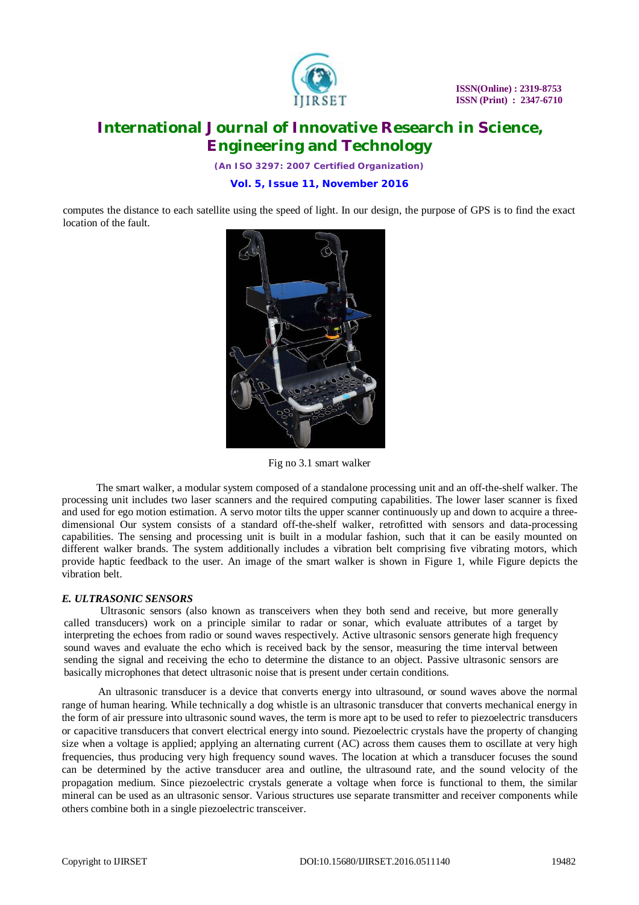computes the distance to each satellite using the speed of light. In our design, the purpose of GPS is to find the exact location of the fault.

Fig no 3.1 smart walker

The smart walker, a modular system composed of a standalone processing unit and an off-the-shelf walker. The processing unit includes two laser scanners and the required computing capabilities. The lower laser scanner is fixed and used for ego motion estimation. A servo motor tilts the upper scanner continuously up and down to acquire a three-dimensional Our system consists of a standard off-the-shelf walker, retrofitted with sensors and data-processing capabilities. The sensing and processing unit is built in a modular fashion, such that it can be easily mounted on different walker brands. The system additionally includes a vibration belt comprising five vibrating motors, which provide haptic feedback to the user. An image of the smart walker is shown in Figure 1, while Figure depicts the vibration belt.

### *E. ULTRASONIC SENSORS*

Ultrasonic sensors (also known as transceivers when they both send and receive, but more generally called transducers) work on a principle similar to radar or sonar, which evaluate attributes of a target by interpreting the echoes from radio or sound waves respectively. Active ultrasonic sensors generate high frequency sound waves and evaluate the echo which is received back by the sensor, measuring the time interval between sending the signal and receiving the echo to determine the distance to an object. Passive ultrasonic sensors are basically microphones that detect ultrasonic noise that is present under certain conditions.

An ultrasonic transducer is a device that converts energy into ultrasound, or sound waves above the normal range of human hearing. While technically a dog whistle is an ultrasonic transducer that converts mechanical energy in the form of air pressure into ultrasonic sound waves, the term is more apt to be used to refer to piezoelectric transducers or capacitive transducers that convert electrical energy into sound. Piezoelectric crystals have the property of changing size when a voltage is applied; applying an alternating current (AC) across them causes them to oscillate at very high frequencies, thus producing very high frequency sound waves. The location at which a transducer focuses the sound can be determined by the active transducer area and outline, the ultrasound rate, and the sound velocity of the propagation medium. Since piezoelectric crystals generate a voltage when force is functional to them, the similar mineral can be used as an ultrasonic sensor. Various structures use separate transmitter and receiver components while others combine both in a single piezoelectric transceiver.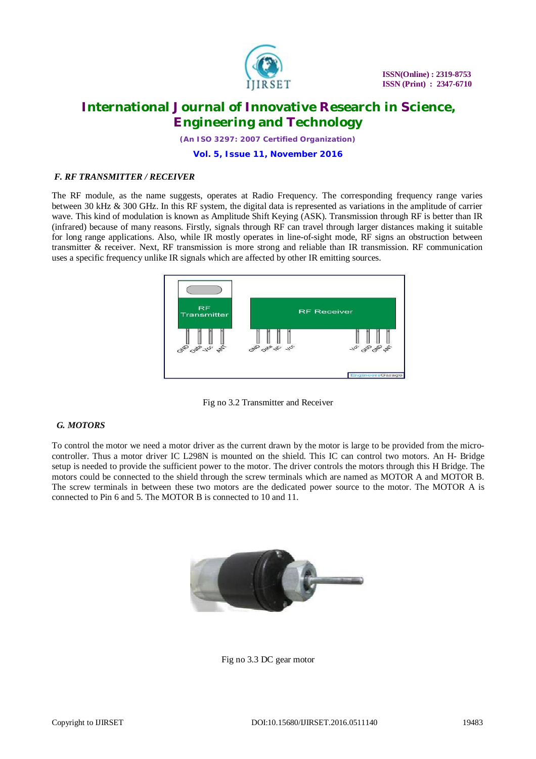### *F. RF TRANSMITTER / RECEIVER*

The RF module, as the name suggests, operates at Radio Frequency. The corresponding frequency range varies between 30 kHz & 300 GHz. In this RF system, the digital data is represented as variations in the amplitude of carrier wave. This kind of modulation is known as Amplitude Shift Keying (ASK). Transmission through RF is better than IR (infrared) because of many reasons. Firstly, signals through RF can travel through larger distances making it suitable for long range applications. Also, while IR mostly operates in line-of-sight mode, RF signs an obstruction between transmitter & receiver. Next, RF transmission is more strong and reliable than IR transmission. RF communication uses a specific frequency unlike IR signals which are affected by other IR emitting sources.

Fig no 3.2 Transmitter and Receiver

### *G. MOTORS*

To control the motor we need a motor driver as the current drawn by the motor is large to be provided from the micro-controller. Thus a motor driver IC L298N is mounted on the shield. This IC can control two motors. An H- Bridge setup is needed to provide the sufficient power to the motor. The driver controls the motors through this H Bridge. The motors could be connected to the shield through the screw terminals which are named as MOTOR A and MOTOR B. The screw terminals in between these two motors are the dedicated power source to the motor. The MOTOR A is connected to Pin 6 and 5. The MOTOR B is connected to 10 and 11.

Fig no 3.3 DC gear motor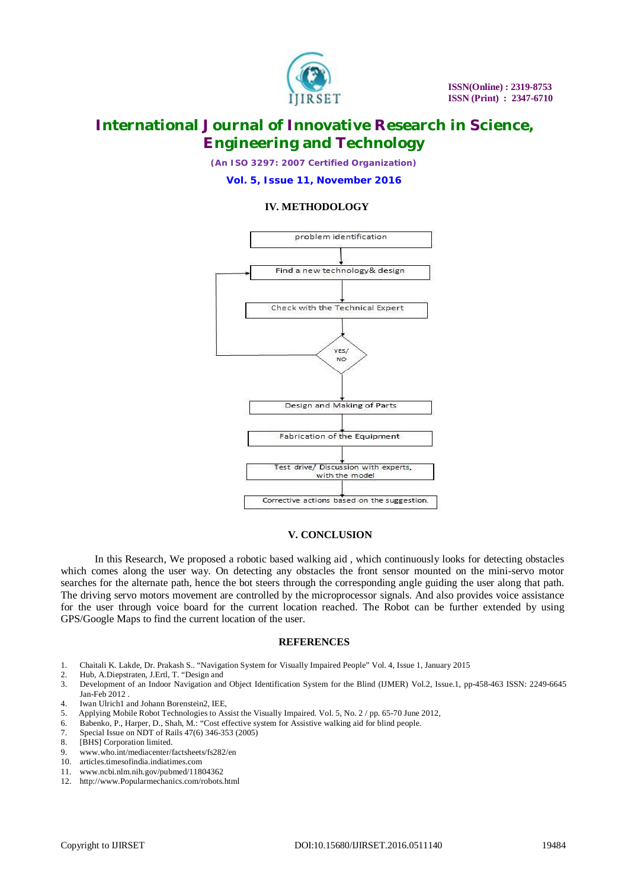## IV. METHODOLOGY

problem identification

Find a new technology& design

Check with the Technical Expert

YES/
NO

Design and Making of Parts

Fabrication of the Equipment

Test drive/ Discussion with experts, with the model

Corrective actions based on the suggestion.

## V. CONCLUSION

In this Research, We proposed a robotic based walking aid , which continuously looks for detecting obstacles which comes along the user way. On detecting any obstacles the front sensor mounted on the mini-servo motor searches for the alternate path, hence the bot steers through the corresponding angle guiding the user along that path. The driving servo motors movement are controlled by the microprocessor signals. And also provides voice assistance for the user through voice board for the current location reached. The Robot can be further extended by using GPS/Google Maps to find the current location of the user.

## REFERENCES

1. Chaitali K. Lakde, Dr. Prakash S.. "Navigation System for Visually Impaired People" Vol. 4, Issue 1, January 2015
2. Hub, A.Diepstraten, J.Ertl, T. "Design and
3. Development of an Indoor Navigation and Object Identification System for the Blind (IJMER) Vol.2, Issue.1, pp-458-463 ISSN: 2249-6645 Jan-Feb 2012 .
4. Iwan Ulrich1 and Johann Borenstein2, IEE,
5. Applying Mobile Robot Technologies to Assist the Visually Impaired. Vol. 5, No. 2 / pp. 65-70 June 2012,
6. Babenko, P., Harper, D., Shah, M.: "Cost effective system for Assistive walking aid for blind people.
7. Special Issue on NDT of Rails 47(6) 346-353 (2005)
8. [BHS] Corporation limited.
9. www.who.int/mediacenter/factsheets/fs282/en
10. articles.timesofindia.indiatimes.com
11. www.ncbi.nlm.nih.gov/pubmed/11804362
12. http://www.Popularmechanics.com/robots.html